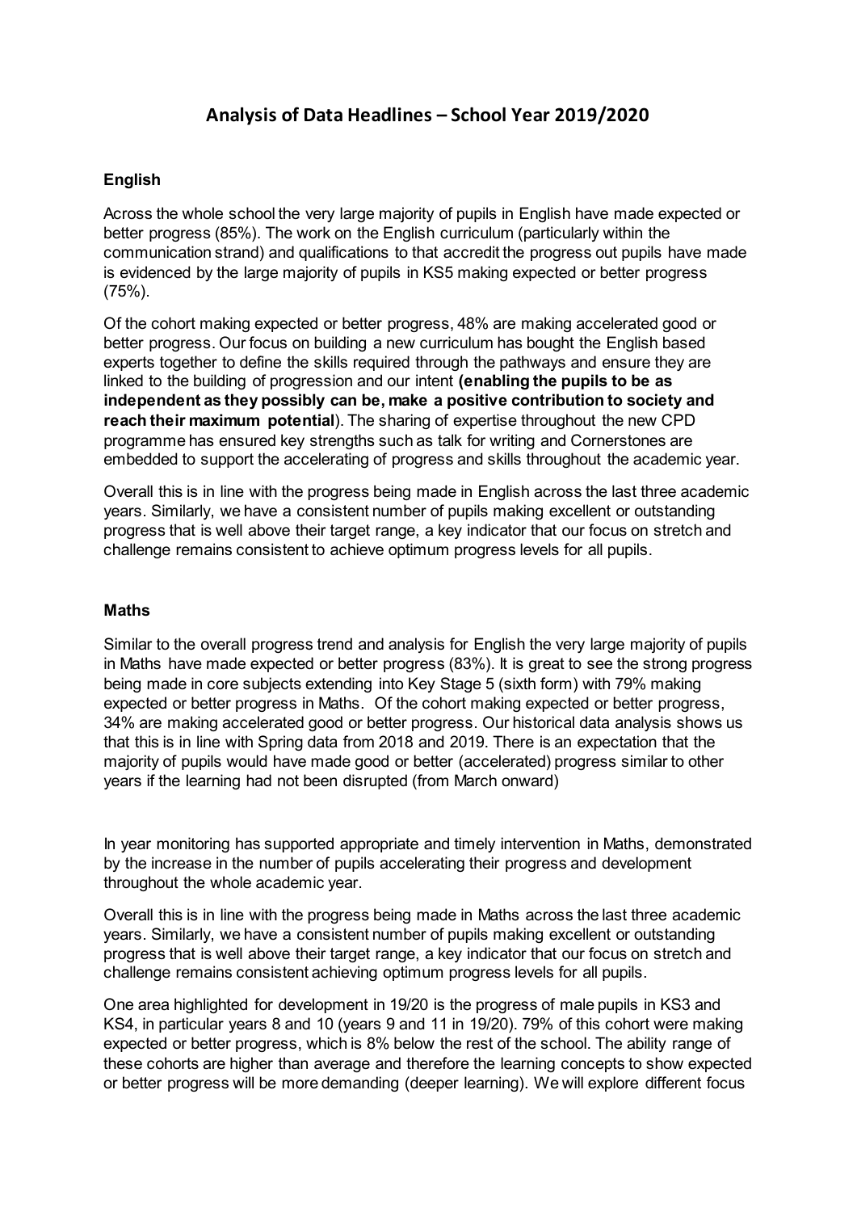# Analysis of Data Headlines – School Year 2019/2020

## English

Across the whole school the very large majority of pupils in English have made expected or better progress (85%). The work on the English curriculum (particularly within the communication strand) and qualifications to that accredit the progress out pupils have made is evidenced by the large majority of pupils in KS5 making expected or better progress (75%).

Of the cohort making expected or better progress, 48% are making accelerated good or better progress. Our focus on building a new curriculum has bought the English based experts together to define the skills required through the pathways and ensure they are linked to the building of progression and our intent **(enabling the pupils to be as independent as they possibly can be, make a positive contribution to society and reach their maximum potential**). The sharing of expertise throughout the new CPD programme has ensured key strengths such as talk for writing and Cornerstones are embedded to support the accelerating of progress and skills throughout the academic year.

Overall this is in line with the progress being made in English across the last three academic years. Similarly, we have a consistent number of pupils making excellent or outstanding progress that is well above their target range, a key indicator that our focus on stretch and challenge remains consistent to achieve optimum progress levels for all pupils.

## Maths

Similar to the overall progress trend and analysis for English the very large majority of pupils in Maths have made expected or better progress (83%). It is great to see the strong progress being made in core subjects extending into Key Stage 5 (sixth form) with 79% making expected or better progress in Maths. Of the cohort making expected or better progress, 34% are making accelerated good or better progress. Our historical data analysis shows us that this is in line with Spring data from 2018 and 2019. There is an expectation that the majority of pupils would have made good or better (accelerated) progress similar to other years if the learning had not been disrupted (from March onward)

In year monitoring has supported appropriate and timely intervention in Maths, demonstrated by the increase in the number of pupils accelerating their progress and development throughout the whole academic year.

Overall this is in line with the progress being made in Maths across the last three academic years. Similarly, we have a consistent number of pupils making excellent or outstanding progress that is well above their target range, a key indicator that our focus on stretch and challenge remains consistent achieving optimum progress levels for all pupils.

One area highlighted for development in 19/20 is the progress of male pupils in KS3 and KS4, in particular years 8 and 10 (years 9 and 11 in 19/20). 79% of this cohort were making expected or better progress, which is 8% below the rest of the school. The ability range of these cohorts are higher than average and therefore the learning concepts to show expected or better progress will be more demanding (deeper learning). We will explore different focus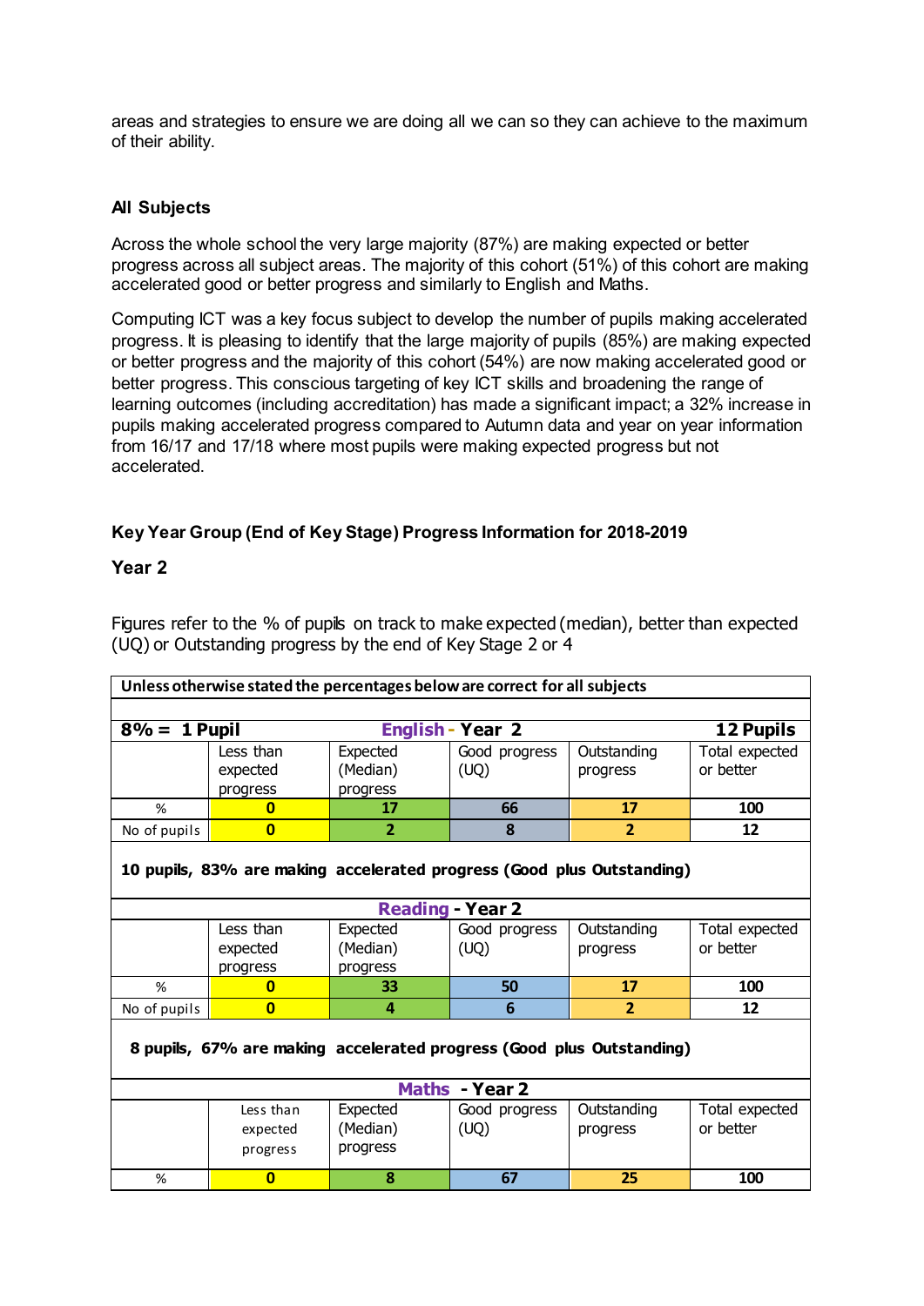areas and strategies to ensure we are doing all we can so they can achieve to the maximum of their ability.

### All Subjects

Across the whole school the very large majority (87%) are making expected or better progress across all subject areas. The majority of this cohort (51%) of this cohort are making accelerated good or better progress and similarly to English and Maths.

Computing ICT was a key focus subject to develop the number of pupils making accelerated progress. It is pleasing to identify that the large majority of pupils (85%) are making expected or better progress and the majority of this cohort (54%) are now making accelerated good or better progress. This conscious targeting of key ICT skills and broadening the range of learning outcomes (including accreditation) has made a significant impact; a 32% increase in pupils making accelerated progress compared to Autumn data and year on year information from 16/17 and 17/18 where most pupils were making expected progress but not accelerated.

### Key Year Group (End of Key Stage) Progress Information for 2018-2019

### Year 2

Figures refer to the % of pupils on track to make expected (median), better than expected (UQ) or Outstanding progress by the end of Key Stage 2 or 4

**Unless otherwise stated the percentages below are correct for all subjects**

**8% = 1 Pupil — English - Year 2 — 12 Pupils**

| | Less than expected progress | Expected (Median) progress | Good progress (UQ) | Outstanding progress | Total expected or better |
|---|---|---|---|---|---|
| % | **0** | **17** | **66** | **17** | **100** |
| No of pupils | **0** | **2** | **8** | **2** | **12** |

**10 pupils, 83% are making accelerated progress (Good plus Outstanding)**

**Reading - Year 2**

| | Less than expected progress | Expected (Median) progress | Good progress (UQ) | Outstanding progress | Total expected or better |
|---|---|---|---|---|---|
| % | **0** | **33** | **50** | **17** | **100** |
| No of pupils | **0** | **4** | **6** | **2** | **12** |

**8 pupils, 67% are making accelerated progress (Good plus Outstanding)**

**Maths - Year 2**

| | Less than expected progress | Expected (Median) progress | Good progress (UQ) | Outstanding progress | Total expected or better |
|---|---|---|---|---|---|
| % | **0** | **8** | **67** | **25** | **100** |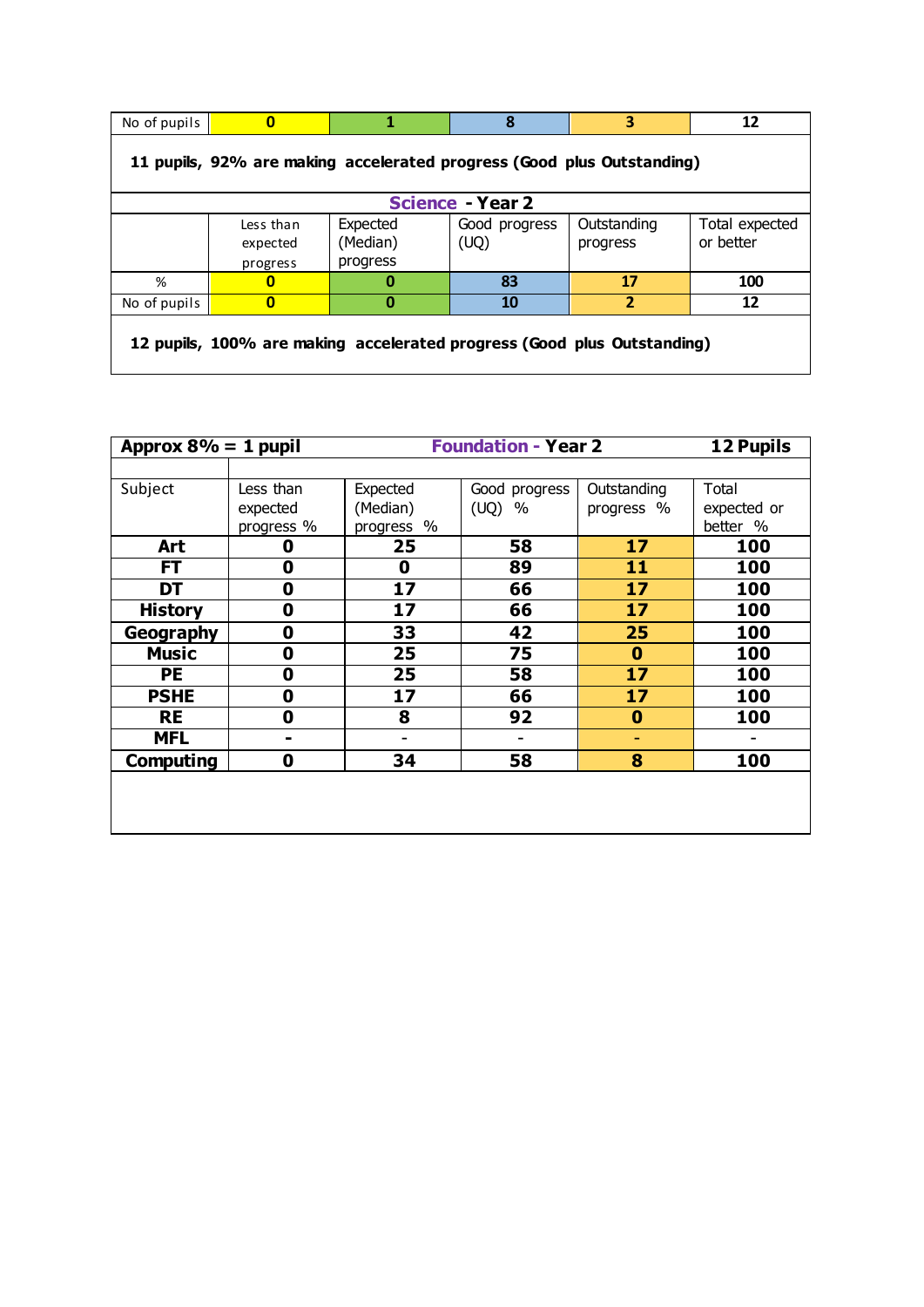| No of pupils | 0 | 1 | 8 | 3 | 12 |
|---|---|---|---|---|---|

**11 pupils, 92% are making accelerated progress (Good plus Outstanding)**

| **Science - Year 2** | | | | | |
|---|---|---|---|---|---|
| | Less than expected progress | Expected (Median) progress | Good progress (UQ) | Outstanding progress | Total expected or better |
| % | **0** | **0** | **83** | **17** | **100** |
| No of pupils | **0** | **0** | **10** | **2** | **12** |

**12 pupils, 100% are making accelerated progress (Good plus Outstanding)**

| **Approx 8% = 1 pupil** | | **Foundation - Year 2** | | | **12 Pupils** |
|---|---|---|---|---|---|
| Subject | Less than expected progress % | Expected (Median) progress % | Good progress (UQ) % | Outstanding progress % | Total expected or better % |
| **Art** | **0** | **25** | **58** | **17** | **100** |
| **FT** | **0** | **0** | **89** | **11** | **100** |
| **DT** | **0** | **17** | **66** | **17** | **100** |
| **History** | **0** | **17** | **66** | **17** | **100** |
| **Geography** | **0** | **33** | **42** | **25** | **100** |
| **Music** | **0** | **25** | **75** | **0** | **100** |
| **PE** | **0** | **25** | **58** | **17** | **100** |
| **PSHE** | **0** | **17** | **66** | **17** | **100** |
| **RE** | **0** | **8** | **92** | **0** | **100** |
| **MFL** | - | - | - | - | - |
| **Computing** | **0** | **34** | **58** | **8** | **100** |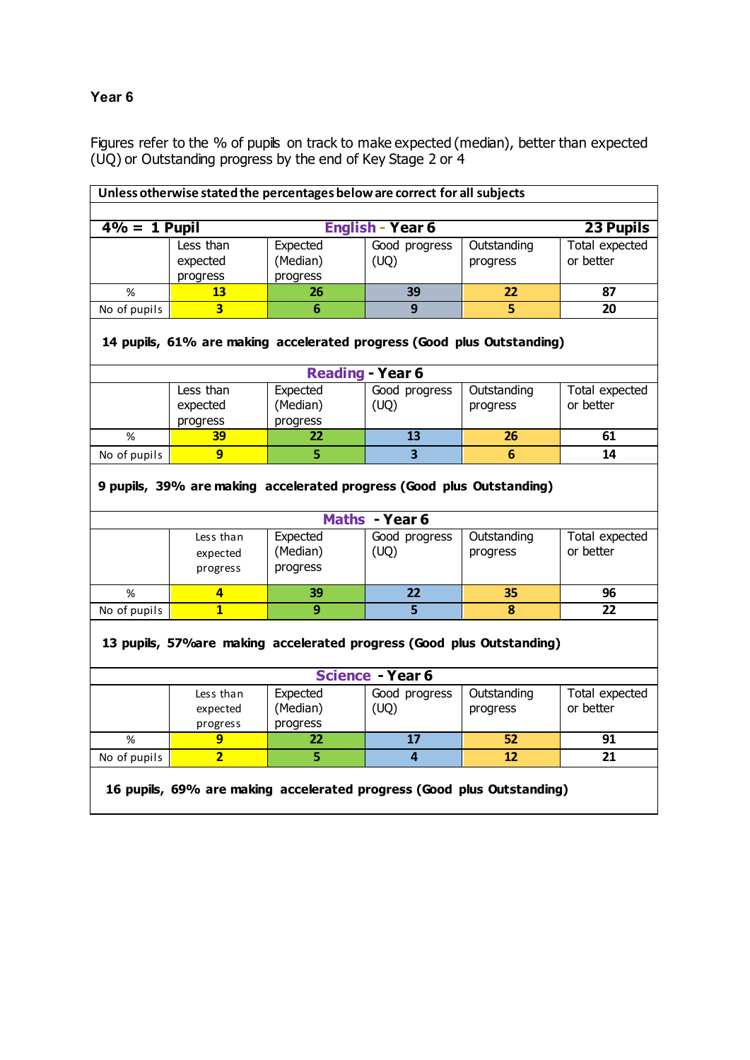### Year 6

Figures refer to the % of pupils on track to make expected (median), better than expected (UQ) or Outstanding progress by the end of Key Stage 2 or 4

**Unless otherwise stated the percentages below are correct for all subjects**

**4% = 1 Pupil** | **English - Year 6** | **23 Pupils**

| | Less than expected progress | Expected (Median) progress | Good progress (UQ) | Outstanding progress | Total expected or better |
|---|---|---|---|---|---|
| % | **13** | **26** | **39** | **22** | **87** |
| No of pupils | **3** | **6** | **9** | **5** | **20** |

**14 pupils, 61% are making accelerated progress (Good plus Outstanding)**

**Reading - Year 6**

| | Less than expected progress | Expected (Median) progress | Good progress (UQ) | Outstanding progress | Total expected or better |
|---|---|---|---|---|---|
| % | **39** | **22** | **13** | **26** | **61** |
| No of pupils | **9** | **5** | **3** | **6** | **14** |

**9 pupils, 39% are making accelerated progress (Good plus Outstanding)**

**Maths - Year 6**

| | Less than expected progress | Expected (Median) progress | Good progress (UQ) | Outstanding progress | Total expected or better |
|---|---|---|---|---|---|
| % | **4** | **39** | **22** | **35** | **96** |
| No of pupils | **1** | **9** | **5** | **8** | **22** |

**13 pupils, 57%are making accelerated progress (Good plus Outstanding)**

**Science - Year 6**

| | Less than expected progress | Expected (Median) progress | Good progress (UQ) | Outstanding progress | Total expected or better |
|---|---|---|---|---|---|
| % | **9** | **22** | **17** | **52** | **91** |
| No of pupils | **2** | **5** | **4** | **12** | **21** |

**16 pupils, 69% are making accelerated progress (Good plus Outstanding)**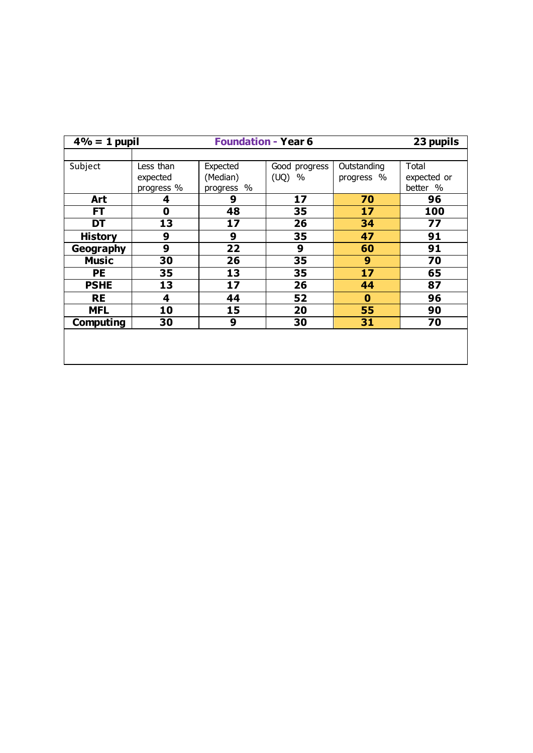| 4% = 1 pupil | | Foundation - Year 6 | | | 23 pupils |
|---|---|---|---|---|---|
| | | | | | |
| Subject | Less than expected progress % | Expected (Median) progress % | Good progress (UQ) % | Outstanding progress % | Total expected or better % |
| **Art** | **4** | **9** | **17** | **70** | **96** |
| **FT** | **0** | **48** | **35** | **17** | **100** |
| **DT** | **13** | **17** | **26** | **34** | **77** |
| **History** | **9** | **9** | **35** | **47** | **91** |
| **Geography** | **9** | **22** | **9** | **60** | **91** |
| **Music** | **30** | **26** | **35** | **9** | **70** |
| **PE** | **35** | **13** | **35** | **17** | **65** |
| **PSHE** | **13** | **17** | **26** | **44** | **87** |
| **RE** | **4** | **44** | **52** | **0** | **96** |
| **MFL** | **10** | **15** | **20** | **55** | **90** |
| **Computing** | **30** | **9** | **30** | **31** | **70** |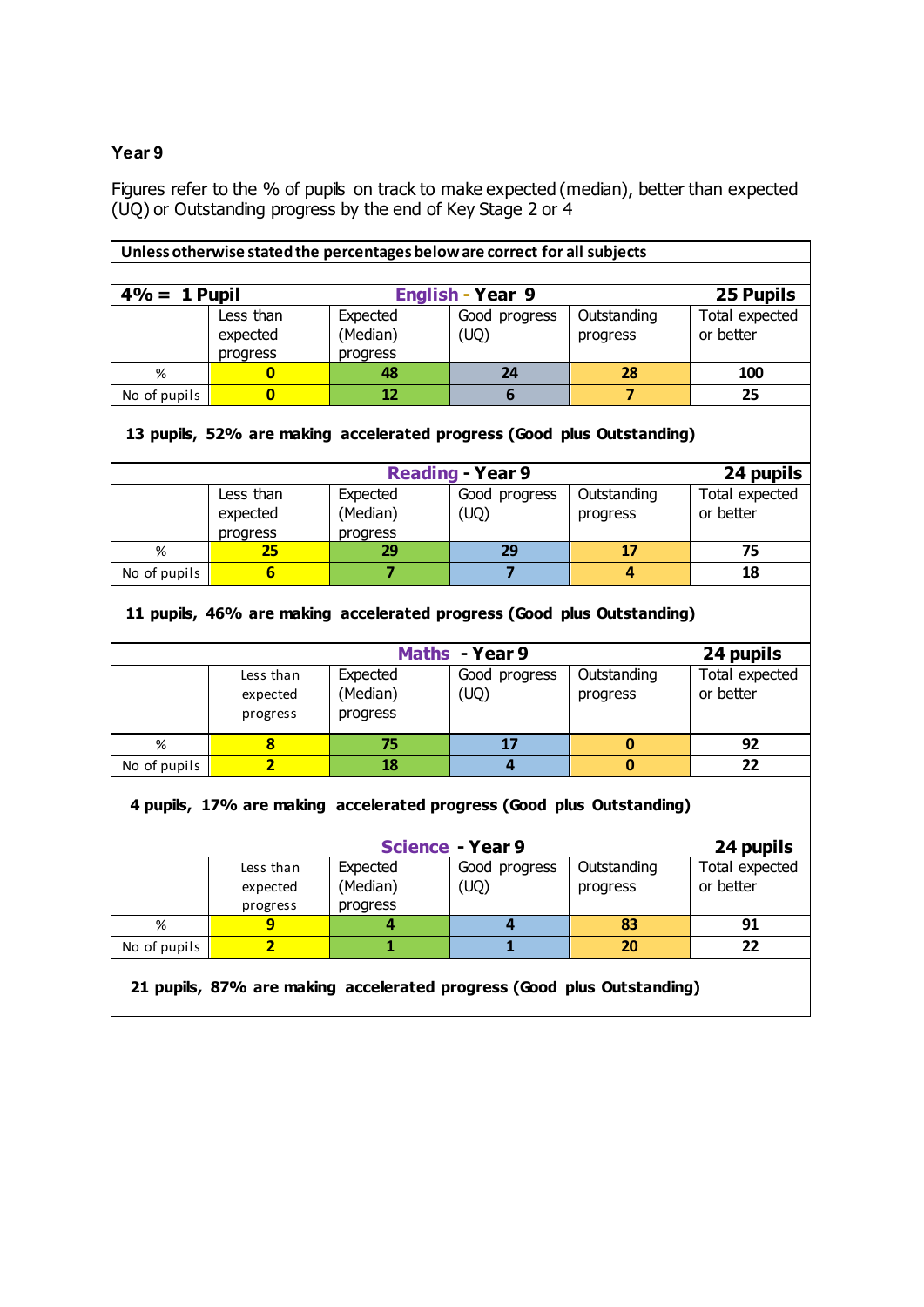**Year 9**

Figures refer to the % of pupils on track to make expected (median), better than expected (UQ) or Outstanding progress by the end of Key Stage 2 or 4

**Unless otherwise stated the percentages below are correct for all subjects**

| 4% = 1 Pupil | | English - Year 9 | | | 25 Pupils |
|---|---|---|---|---|---|
| | Less than expected progress | Expected (Median) progress | Good progress (UQ) | Outstanding progress | Total expected or better |
| % | 0 | 48 | 24 | 28 | 100 |
| No of pupils | 0 | 12 | 6 | 7 | 25 |

**13 pupils, 52% are making accelerated progress (Good plus Outstanding)**

| | | Reading - Year 9 | | | 24 pupils |
|---|---|---|---|---|---|
| | Less than expected progress | Expected (Median) progress | Good progress (UQ) | Outstanding progress | Total expected or better |
| % | 25 | 29 | 29 | 17 | 75 |
| No of pupils | 6 | 7 | 7 | 4 | 18 |

**11 pupils, 46% are making accelerated progress (Good plus Outstanding)**

| | | Maths - Year 9 | | | 24 pupils |
|---|---|---|---|---|---|
| | Less than expected progress | Expected (Median) progress | Good progress (UQ) | Outstanding progress | Total expected or better |
| % | 8 | 75 | 17 | 0 | 92 |
| No of pupils | 2 | 18 | 4 | 0 | 22 |

**4 pupils, 17% are making accelerated progress (Good plus Outstanding)**

| | | Science - Year 9 | | | 24 pupils |
|---|---|---|---|---|---|
| | Less than expected progress | Expected (Median) progress | Good progress (UQ) | Outstanding progress | Total expected or better |
| % | 9 | 4 | 4 | 83 | 91 |
| No of pupils | 2 | 1 | 1 | 20 | 22 |

**21 pupils, 87% are making accelerated progress (Good plus Outstanding)**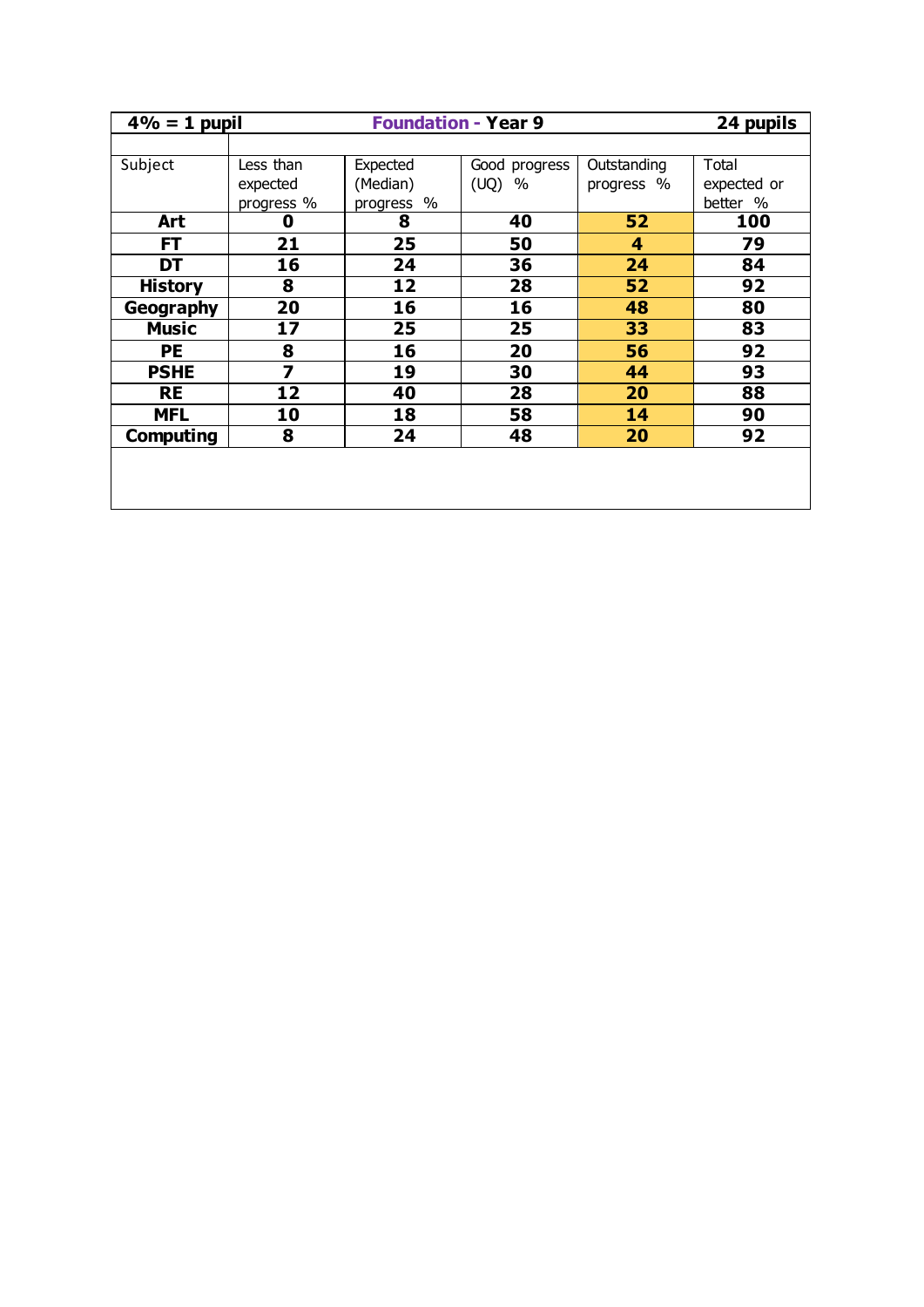| 4% = 1 pupil | Foundation - Year 9 | | | | 24 pupils |
|---|---|---|---|---|---|
| Subject | Less than expected progress % | Expected (Median) progress % | Good progress (UQ) % | Outstanding progress % | Total expected or better % |
| **Art** | **0** | **8** | **40** | **52** | **100** |
| **FT** | **21** | **25** | **50** | **4** | **79** |
| **DT** | **16** | **24** | **36** | **24** | **84** |
| **History** | **8** | **12** | **28** | **52** | **92** |
| **Geography** | **20** | **16** | **16** | **48** | **80** |
| **Music** | **17** | **25** | **25** | **33** | **83** |
| **PE** | **8** | **16** | **20** | **56** | **92** |
| **PSHE** | **7** | **19** | **30** | **44** | **93** |
| **RE** | **12** | **40** | **28** | **20** | **88** |
| **MFL** | **10** | **18** | **58** | **14** | **90** |
| **Computing** | **8** | **24** | **48** | **20** | **92** |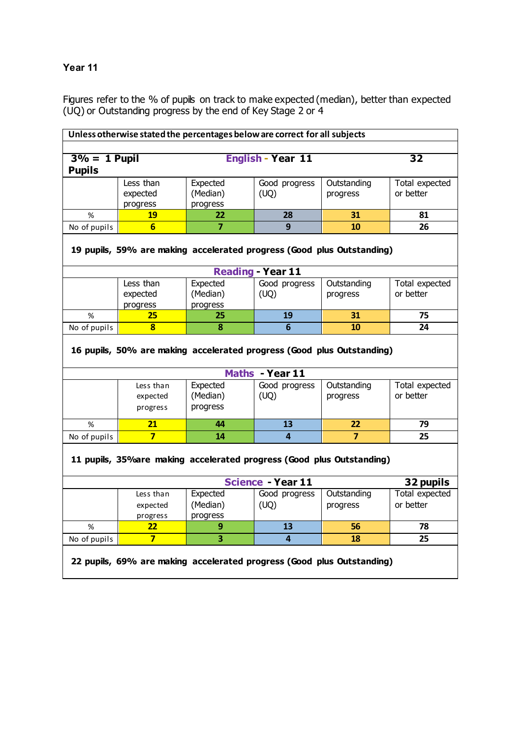**Year 11**

Figures refer to the % of pupils on track to make expected (median), better than expected (UQ) or Outstanding progress by the end of Key Stage 2 or 4

**Unless otherwise stated the percentages below are correct for all subjects**

| **3% = 1 Pupil** | **English - Year 11** | | | | **32 Pupils** |
|---|---|---|---|---|---|
| | Less than expected progress | Expected (Median) progress | Good progress (UQ) | Outstanding progress | Total expected or better |
| % | **19** | **22** | **28** | **31** | **81** |
| No of pupils | **6** | **7** | **9** | **10** | **26** |

**19 pupils, 59% are making accelerated progress (Good plus Outstanding)**

| **Reading - Year 11** | | | | | |
|---|---|---|---|---|---|
| | Less than expected progress | Expected (Median) progress | Good progress (UQ) | Outstanding progress | Total expected or better |
| % | **25** | **25** | **19** | **31** | **75** |
| No of pupils | **8** | **8** | **6** | **10** | **24** |

**16 pupils, 50% are making accelerated progress (Good plus Outstanding)**

| **Maths - Year 11** | | | | | |
|---|---|---|---|---|---|
| | Less than expected progress | Expected (Median) progress | Good progress (UQ) | Outstanding progress | Total expected or better |
| % | **21** | **44** | **13** | **22** | **79** |
| No of pupils | **7** | **14** | **4** | **7** | **25** |

**11 pupils, 35%are making accelerated progress (Good plus Outstanding)**

| **Science - Year 11** | | | | | **32 pupils** |
|---|---|---|---|---|---|
| | Less than expected progress | Expected (Median) progress | Good progress (UQ) | Outstanding progress | Total expected or better |
| % | **22** | **9** | **13** | **56** | **78** |
| No of pupils | **7** | **3** | **4** | **18** | **25** |

**22 pupils, 69% are making accelerated progress (Good plus Outstanding)**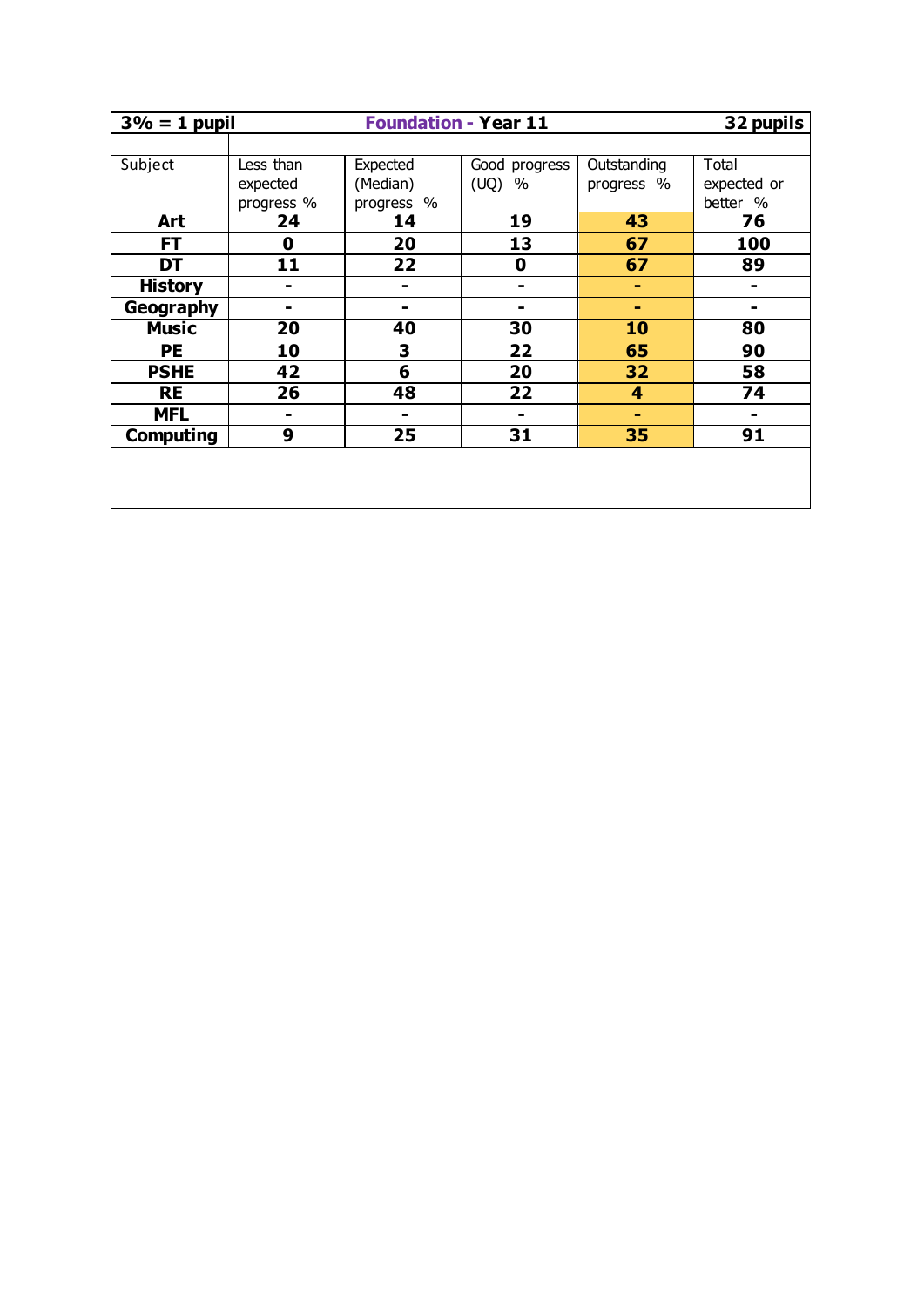| 3% = 1 pupil | | Foundation - Year 11 | | | 32 pupils |
|---|---|---|---|---|---|
| Subject | Less than expected progress % | Expected (Median) progress % | Good progress (UQ) % | Outstanding progress % | Total expected or better % |
| **Art** | **24** | **14** | **19** | **43** | **76** |
| **FT** | **0** | **20** | **13** | **67** | **100** |
| **DT** | **11** | **22** | **0** | **67** | **89** |
| **History** | **-** | **-** | **-** | **-** | **-** |
| **Geography** | **-** | **-** | **-** | **-** | **-** |
| **Music** | **20** | **40** | **30** | **10** | **80** |
| **PE** | **10** | **3** | **22** | **65** | **90** |
| **PSHE** | **42** | **6** | **20** | **32** | **58** |
| **RE** | **26** | **48** | **22** | **4** | **74** |
| **MFL** | **-** | **-** | **-** | **-** | **-** |
| **Computing** | **9** | **25** | **31** | **35** | **91** |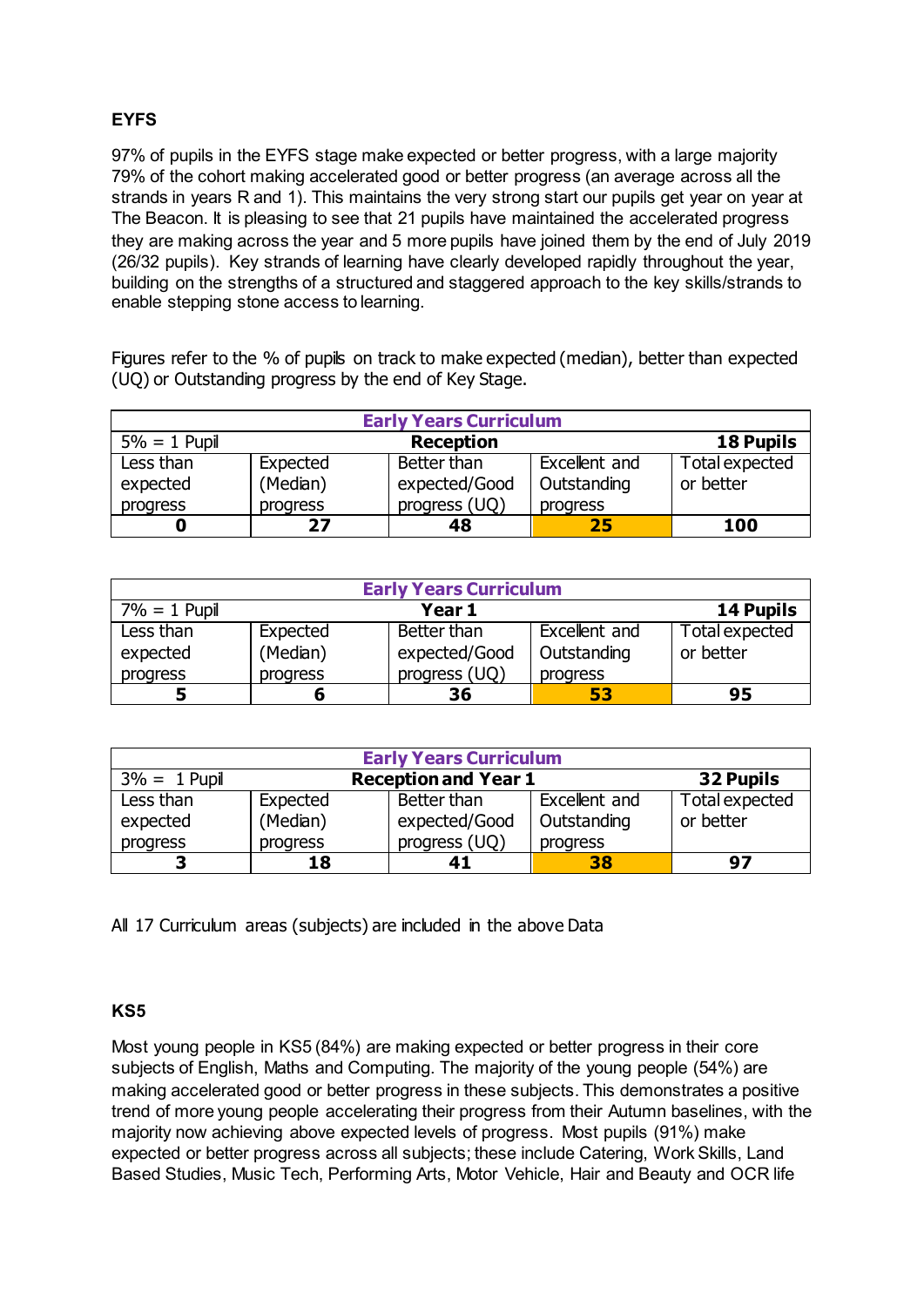## EYFS

97% of pupils in the EYFS stage make expected or better progress, with a large majority 79% of the cohort making accelerated good or better progress (an average across all the strands in years R and 1). This maintains the very strong start our pupils get year on year at The Beacon. It is pleasing to see that 21 pupils have maintained the accelerated progress they are making across the year and 5 more pupils have joined them by the end of July 2019 (26/32 pupils). Key strands of learning have clearly developed rapidly throughout the year, building on the strengths of a structured and staggered approach to the key skills/strands to enable stepping stone access to learning.

Figures refer to the % of pupils on track to make expected (median), better than expected (UQ) or Outstanding progress by the end of Key Stage.

| **Early Years Curriculum** | | | | |
|---|---|---|---|---|
| 5% = 1 Pupil | | **Reception** | | **18 Pupils** |
| Less than expected progress | Expected (Median) progress | Better than expected/Good progress (UQ) | Excellent and Outstanding progress | Total expected or better |
| **0** | **27** | **48** | **25** | **100** |

| **Early Years Curriculum** | | | | |
|---|---|---|---|---|
| 7% = 1 Pupil | | **Year 1** | | **14 Pupils** |
| Less than expected progress | Expected (Median) progress | Better than expected/Good progress (UQ) | Excellent and Outstanding progress | Total expected or better |
| **5** | **6** | **36** | **53** | **95** |

| **Early Years Curriculum** | | | | |
|---|---|---|---|---|
| 3% = 1 Pupil | | **Reception and Year 1** | | **32 Pupils** |
| Less than expected progress | Expected (Median) progress | Better than expected/Good progress (UQ) | Excellent and Outstanding progress | Total expected or better |
| **3** | **18** | **41** | **38** | **97** |

All 17 Curriculum areas (subjects) are included in the above Data

## KS5

Most young people in KS5 (84%) are making expected or better progress in their core subjects of English, Maths and Computing. The majority of the young people (54%) are making accelerated good or better progress in these subjects. This demonstrates a positive trend of more young people accelerating their progress from their Autumn baselines, with the majority now achieving above expected levels of progress. Most pupils (91%) make expected or better progress across all subjects; these include Catering, Work Skills, Land Based Studies, Music Tech, Performing Arts, Motor Vehicle, Hair and Beauty and OCR life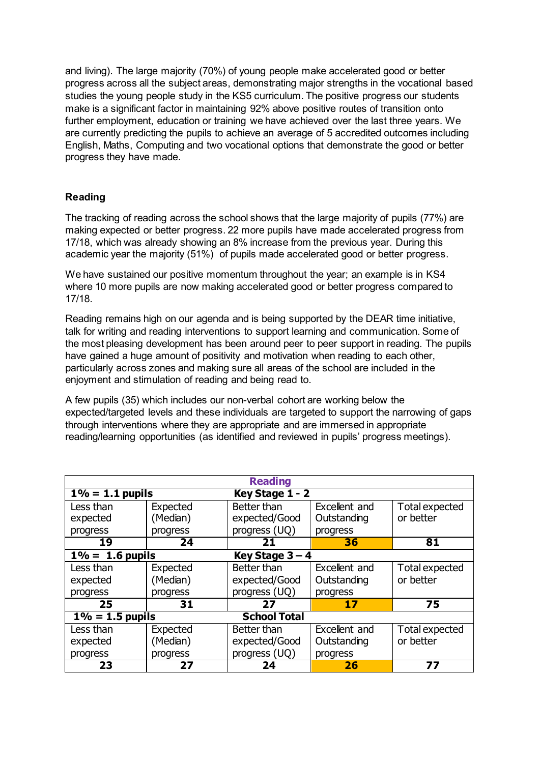and living). The large majority (70%) of young people make accelerated good or better progress across all the subject areas, demonstrating major strengths in the vocational based studies the young people study in the KS5 curriculum. The positive progress our students make is a significant factor in maintaining 92% above positive routes of transition onto further employment, education or training we have achieved over the last three years. We are currently predicting the pupils to achieve an average of 5 accredited outcomes including English, Maths, Computing and two vocational options that demonstrate the good or better progress they have made.

**Reading**

The tracking of reading across the school shows that the large majority of pupils (77%) are making expected or better progress. 22 more pupils have made accelerated progress from 17/18, which was already showing an 8% increase from the previous year. During this academic year the majority (51%) of pupils made accelerated good or better progress.

We have sustained our positive momentum throughout the year; an example is in KS4 where 10 more pupils are now making accelerated good or better progress compared to 17/18.

Reading remains high on our agenda and is being supported by the DEAR time initiative, talk for writing and reading interventions to support learning and communication. Some of the most pleasing development has been around peer to peer support in reading. The pupils have gained a huge amount of positivity and motivation when reading to each other, particularly across zones and making sure all areas of the school are included in the enjoyment and stimulation of reading and being read to.

A few pupils (35) which includes our non-verbal cohort are working below the expected/targeted levels and these individuals are targeted to support the narrowing of gaps through interventions where they are appropriate and are immersed in appropriate reading/learning opportunities (as identified and reviewed in pupils' progress meetings).

| **Reading** | | | | |
|---|---|---|---|---|
| **1% = 1.1 pupils** | | **Key Stage 1 - 2** | | |
| Less than expected progress | Expected (Median) progress | Better than expected/Good progress (UQ) | Excellent and Outstanding progress | Total expected or better |
| **19** | **24** | **21** | **36** | **81** |
| **1% = 1.6 pupils** | | **Key Stage 3 – 4** | | |
| Less than expected progress | Expected (Median) progress | Better than expected/Good progress (UQ) | Excellent and Outstanding progress | Total expected or better |
| **25** | **31** | **27** | **17** | **75** |
| **1% = 1.5 pupils** | | **School Total** | | |
| Less than expected progress | Expected (Median) progress | Better than expected/Good progress (UQ) | Excellent and Outstanding progress | Total expected or better |
| **23** | **27** | **24** | **26** | **77** |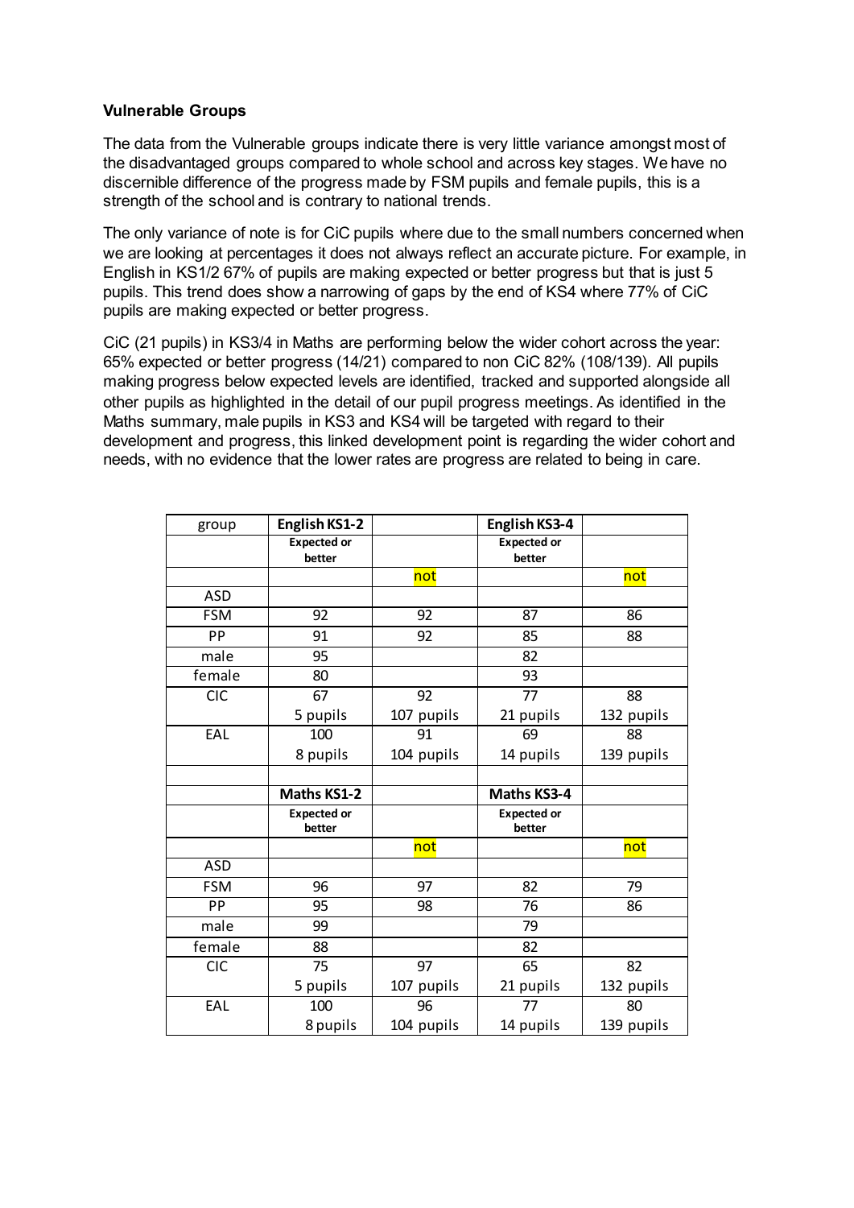**Vulnerable Groups**

The data from the Vulnerable groups indicate there is very little variance amongst most of the disadvantaged groups compared to whole school and across key stages. We have no discernible difference of the progress made by FSM pupils and female pupils, this is a strength of the school and is contrary to national trends.

The only variance of note is for CiC pupils where due to the small numbers concerned when we are looking at percentages it does not always reflect an accurate picture. For example, in English in KS1/2 67% of pupils are making expected or better progress but that is just 5 pupils. This trend does show a narrowing of gaps by the end of KS4 where 77% of CiC pupils are making expected or better progress.

CiC (21 pupils) in KS3/4 in Maths are performing below the wider cohort across the year: 65% expected or better progress (14/21) compared to non CiC 82% (108/139). All pupils making progress below expected levels are identified, tracked and supported alongside all other pupils as highlighted in the detail of our pupil progress meetings. As identified in the Maths summary, male pupils in KS3 and KS4 will be targeted with regard to their development and progress, this linked development point is regarding the wider cohort and needs, with no evidence that the lower rates are progress are related to being in care.

| group | **English KS1-2** | | **English KS3-4** | |
|---|---|---|---|---|
| | **Expected or better** | | **Expected or better** | |
| | | not | | not |
| ASD | | | | |
| FSM | 92 | 92 | 87 | 86 |
| PP | 91 | 92 | 85 | 88 |
| male | 95 | | 82 | |
| female | 80 | | 93 | |
| CIC | 67<br>5 pupils | 92<br>107 pupils | 77<br>21 pupils | 88<br>132 pupils |
| EAL | 100<br>8 pupils | 91<br>104 pupils | 69<br>14 pupils | 88<br>139 pupils |
| | | | | |
| | **Maths KS1-2** | | **Maths KS3-4** | |
| | **Expected or better** | | **Expected or better** | |
| | | not | | not |
| ASD | | | | |
| FSM | 96 | 97 | 82 | 79 |
| PP | 95 | 98 | 76 | 86 |
| male | 99 | | 79 | |
| female | 88 | | 82 | |
| CIC | 75<br>5 pupils | 97<br>107 pupils | 65<br>21 pupils | 82<br>132 pupils |
| EAL | 100<br>8 pupils | 96<br>104 pupils | 77<br>14 pupils | 80<br>139 pupils |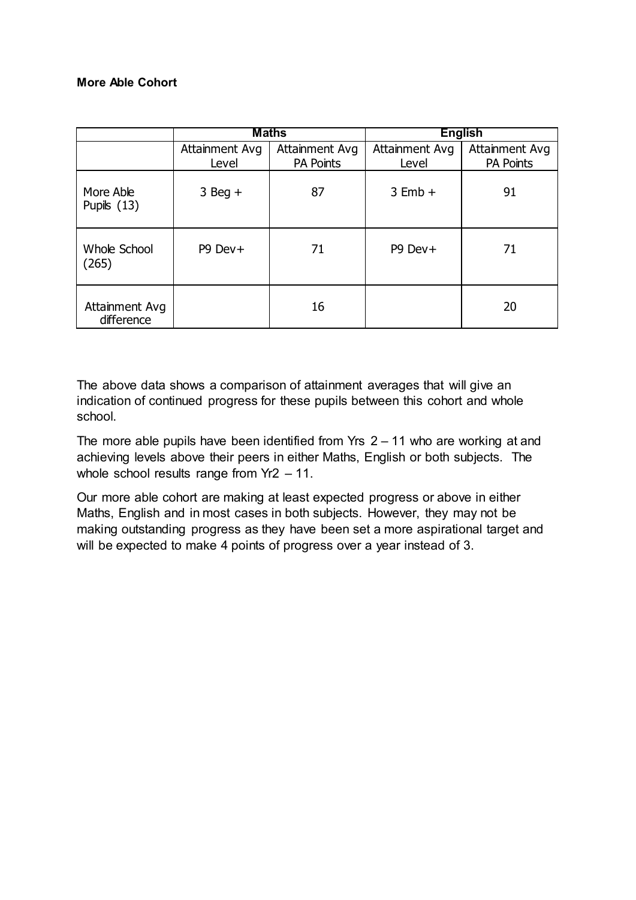**More Able Cohort**

| | Maths | | English | |
|---|---|---|---|---|
| | Attainment Avg Level | Attainment Avg PA Points | Attainment Avg Level | Attainment Avg PA Points |
| More Able Pupils (13) | 3 Beg + | 87 | 3 Emb + | 91 |
| Whole School (265) | P9 Dev+ | 71 | P9 Dev+ | 71 |
| Attainment Avg difference | | 16 | | 20 |

The above data shows a comparison of attainment averages that will give an indication of continued progress for these pupils between this cohort and whole school.

The more able pupils have been identified from Yrs 2 – 11 who are working at and achieving levels above their peers in either Maths, English or both subjects. The whole school results range from Yr2 – 11.

Our more able cohort are making at least expected progress or above in either Maths, English and in most cases in both subjects. However, they may not be making outstanding progress as they have been set a more aspirational target and will be expected to make 4 points of progress over a year instead of 3.